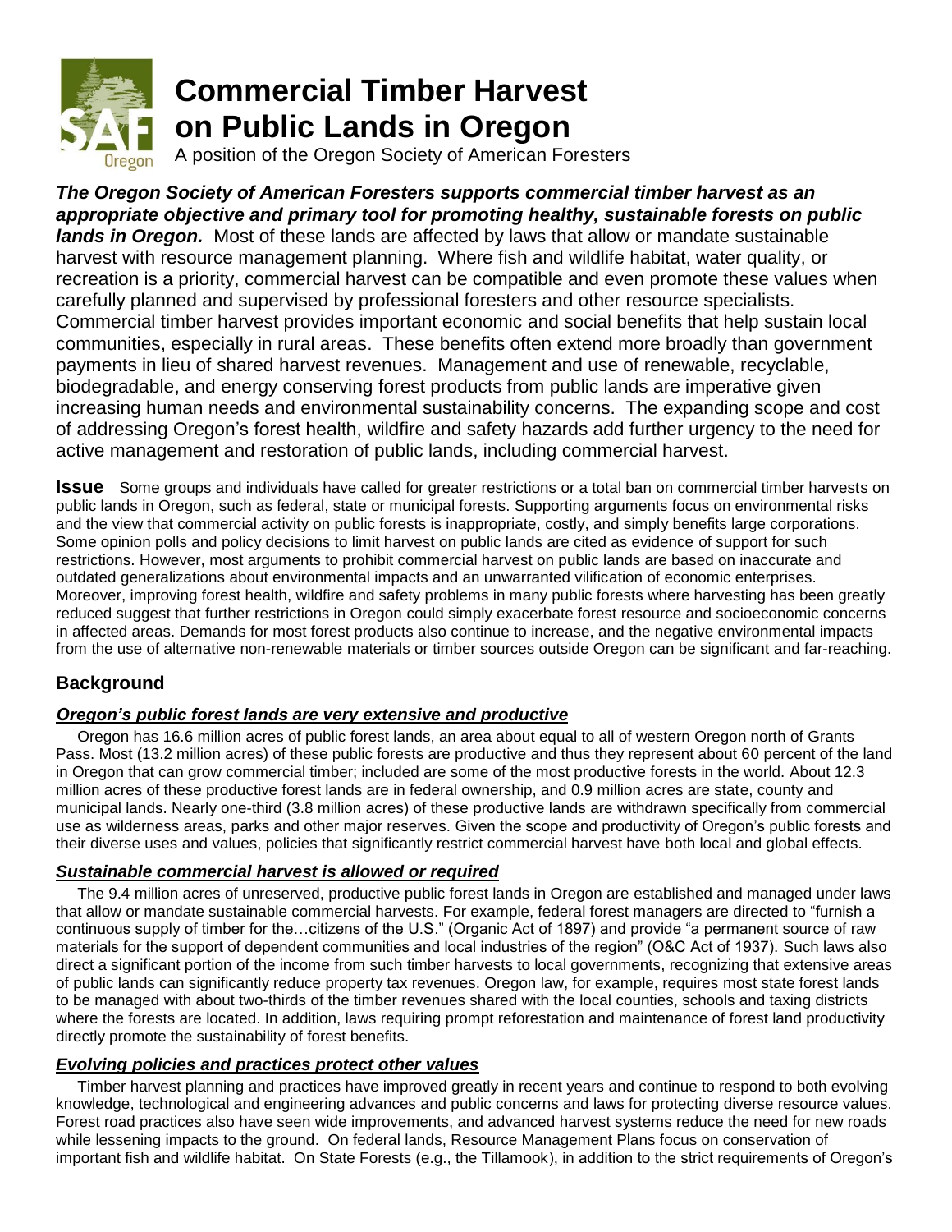# Commercial Timber Harvest on Public Lands in Oregon

A position of the Oregon Society of American Foresters

***The Oregon Society of American Foresters supports commercial timber harvest as an appropriate objective and primary tool for promoting healthy, sustainable forests on public lands in Oregon.*** Most of these lands are affected by laws that allow or mandate sustainable harvest with resource management planning. Where fish and wildlife habitat, water quality, or recreation is a priority, commercial harvest can be compatible and even promote these values when carefully planned and supervised by professional foresters and other resource specialists. Commercial timber harvest provides important economic and social benefits that help sustain local communities, especially in rural areas. These benefits often extend more broadly than government payments in lieu of shared harvest revenues. Management and use of renewable, recyclable, biodegradable, and energy conserving forest products from public lands are imperative given increasing human needs and environmental sustainability concerns. The expanding scope and cost of addressing Oregon's forest health, wildfire and safety hazards add further urgency to the need for active management and restoration of public lands, including commercial harvest.

**Issue** Some groups and individuals have called for greater restrictions or a total ban on commercial timber harvests on public lands in Oregon, such as federal, state or municipal forests. Supporting arguments focus on environmental risks and the view that commercial activity on public forests is inappropriate, costly, and simply benefits large corporations. Some opinion polls and policy decisions to limit harvest on public lands are cited as evidence of support for such restrictions. However, most arguments to prohibit commercial harvest on public lands are based on inaccurate and outdated generalizations about environmental impacts and an unwarranted vilification of economic enterprises. Moreover, improving forest health, wildfire and safety problems in many public forests where harvesting has been greatly reduced suggest that further restrictions in Oregon could simply exacerbate forest resource and socioeconomic concerns in affected areas. Demands for most forest products also continue to increase, and the negative environmental impacts from the use of alternative non-renewable materials or timber sources outside Oregon can be significant and far-reaching.

## Background

### *Oregon's public forest lands are very extensive and productive*

Oregon has 16.6 million acres of public forest lands, an area about equal to all of western Oregon north of Grants Pass. Most (13.2 million acres) of these public forests are productive and thus they represent about 60 percent of the land in Oregon that can grow commercial timber; included are some of the most productive forests in the world. About 12.3 million acres of these productive forest lands are in federal ownership, and 0.9 million acres are state, county and municipal lands. Nearly one-third (3.8 million acres) of these productive lands are withdrawn specifically from commercial use as wilderness areas, parks and other major reserves. Given the scope and productivity of Oregon's public forests and their diverse uses and values, policies that significantly restrict commercial harvest have both local and global effects.

### *Sustainable commercial harvest is allowed or required*

The 9.4 million acres of unreserved, productive public forest lands in Oregon are established and managed under laws that allow or mandate sustainable commercial harvests. For example, federal forest managers are directed to "furnish a continuous supply of timber for the…citizens of the U.S." (Organic Act of 1897) and provide "a permanent source of raw materials for the support of dependent communities and local industries of the region" (O&C Act of 1937). Such laws also direct a significant portion of the income from such timber harvests to local governments, recognizing that extensive areas of public lands can significantly reduce property tax revenues. Oregon law, for example, requires most state forest lands to be managed with about two-thirds of the timber revenues shared with the local counties, schools and taxing districts where the forests are located. In addition, laws requiring prompt reforestation and maintenance of forest land productivity directly promote the sustainability of forest benefits.

### *Evolving policies and practices protect other values*

Timber harvest planning and practices have improved greatly in recent years and continue to respond to both evolving knowledge, technological and engineering advances and public concerns and laws for protecting diverse resource values. Forest road practices also have seen wide improvements, and advanced harvest systems reduce the need for new roads while lessening impacts to the ground. On federal lands, Resource Management Plans focus on conservation of important fish and wildlife habitat. On State Forests (e.g., the Tillamook), in addition to the strict requirements of Oregon's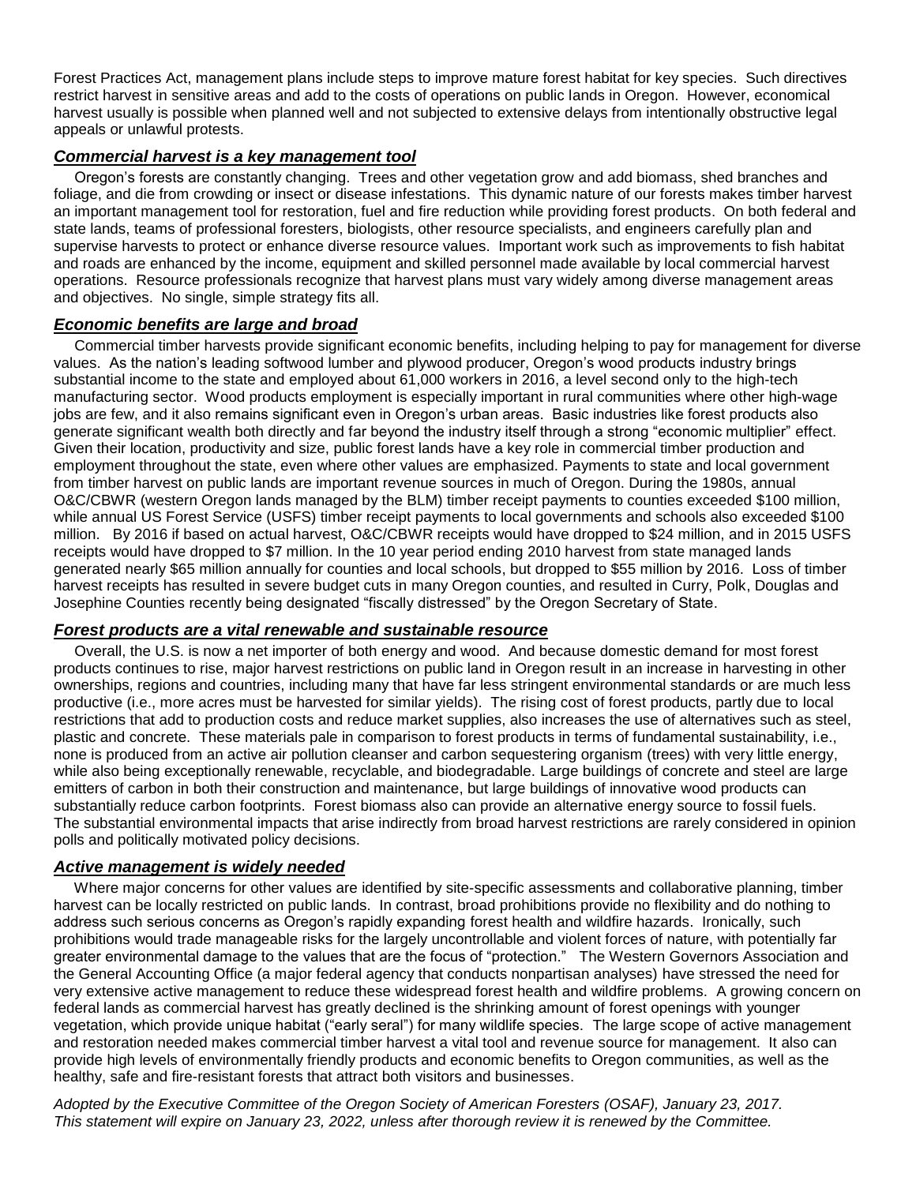Forest Practices Act, management plans include steps to improve mature forest habitat for key species. Such directives restrict harvest in sensitive areas and add to the costs of operations on public lands in Oregon. However, economical harvest usually is possible when planned well and not subjected to extensive delays from intentionally obstructive legal appeals or unlawful protests.

### ***Commercial harvest is a key management tool***

Oregon's forests are constantly changing. Trees and other vegetation grow and add biomass, shed branches and foliage, and die from crowding or insect or disease infestations. This dynamic nature of our forests makes timber harvest an important management tool for restoration, fuel and fire reduction while providing forest products. On both federal and state lands, teams of professional foresters, biologists, other resource specialists, and engineers carefully plan and supervise harvests to protect or enhance diverse resource values. Important work such as improvements to fish habitat and roads are enhanced by the income, equipment and skilled personnel made available by local commercial harvest operations. Resource professionals recognize that harvest plans must vary widely among diverse management areas and objectives. No single, simple strategy fits all.

### ***Economic benefits are large and broad***

Commercial timber harvests provide significant economic benefits, including helping to pay for management for diverse values. As the nation's leading softwood lumber and plywood producer, Oregon's wood products industry brings substantial income to the state and employed about 61,000 workers in 2016, a level second only to the high-tech manufacturing sector. Wood products employment is especially important in rural communities where other high-wage jobs are few, and it also remains significant even in Oregon's urban areas. Basic industries like forest products also generate significant wealth both directly and far beyond the industry itself through a strong "economic multiplier" effect. Given their location, productivity and size, public forest lands have a key role in commercial timber production and employment throughout the state, even where other values are emphasized. Payments to state and local government from timber harvest on public lands are important revenue sources in much of Oregon. During the 1980s, annual O&C/CBWR (western Oregon lands managed by the BLM) timber receipt payments to counties exceeded $100 million, while annual US Forest Service (USFS) timber receipt payments to local governments and schools also exceeded $100 million. By 2016 if based on actual harvest, O&C/CBWR receipts would have dropped to $24 million, and in 2015 USFS receipts would have dropped to $7 million. In the 10 year period ending 2010 harvest from state managed lands generated nearly $65 million annually for counties and local schools, but dropped to $55 million by 2016. Loss of timber harvest receipts has resulted in severe budget cuts in many Oregon counties, and resulted in Curry, Polk, Douglas and Josephine Counties recently being designated "fiscally distressed" by the Oregon Secretary of State.

### ***Forest products are a vital renewable and sustainable resource***

Overall, the U.S. is now a net importer of both energy and wood. And because domestic demand for most forest products continues to rise, major harvest restrictions on public land in Oregon result in an increase in harvesting in other ownerships, regions and countries, including many that have far less stringent environmental standards or are much less productive (i.e., more acres must be harvested for similar yields). The rising cost of forest products, partly due to local restrictions that add to production costs and reduce market supplies, also increases the use of alternatives such as steel, plastic and concrete. These materials pale in comparison to forest products in terms of fundamental sustainability, i.e., none is produced from an active air pollution cleanser and carbon sequestering organism (trees) with very little energy, while also being exceptionally renewable, recyclable, and biodegradable. Large buildings of concrete and steel are large emitters of carbon in both their construction and maintenance, but large buildings of innovative wood products can substantially reduce carbon footprints. Forest biomass also can provide an alternative energy source to fossil fuels. The substantial environmental impacts that arise indirectly from broad harvest restrictions are rarely considered in opinion polls and politically motivated policy decisions.

### ***Active management is widely needed***

Where major concerns for other values are identified by site-specific assessments and collaborative planning, timber harvest can be locally restricted on public lands. In contrast, broad prohibitions provide no flexibility and do nothing to address such serious concerns as Oregon's rapidly expanding forest health and wildfire hazards. Ironically, such prohibitions would trade manageable risks for the largely uncontrollable and violent forces of nature, with potentially far greater environmental damage to the values that are the focus of "protection." The Western Governors Association and the General Accounting Office (a major federal agency that conducts nonpartisan analyses) have stressed the need for very extensive active management to reduce these widespread forest health and wildfire problems. A growing concern on federal lands as commercial harvest has greatly declined is the shrinking amount of forest openings with younger vegetation, which provide unique habitat ("early seral") for many wildlife species. The large scope of active management and restoration needed makes commercial timber harvest a vital tool and revenue source for management. It also can provide high levels of environmentally friendly products and economic benefits to Oregon communities, as well as the healthy, safe and fire-resistant forests that attract both visitors and businesses.

*Adopted by the Executive Committee of the Oregon Society of American Foresters (OSAF), January 23, 2017. This statement will expire on January 23, 2022, unless after thorough review it is renewed by the Committee.*